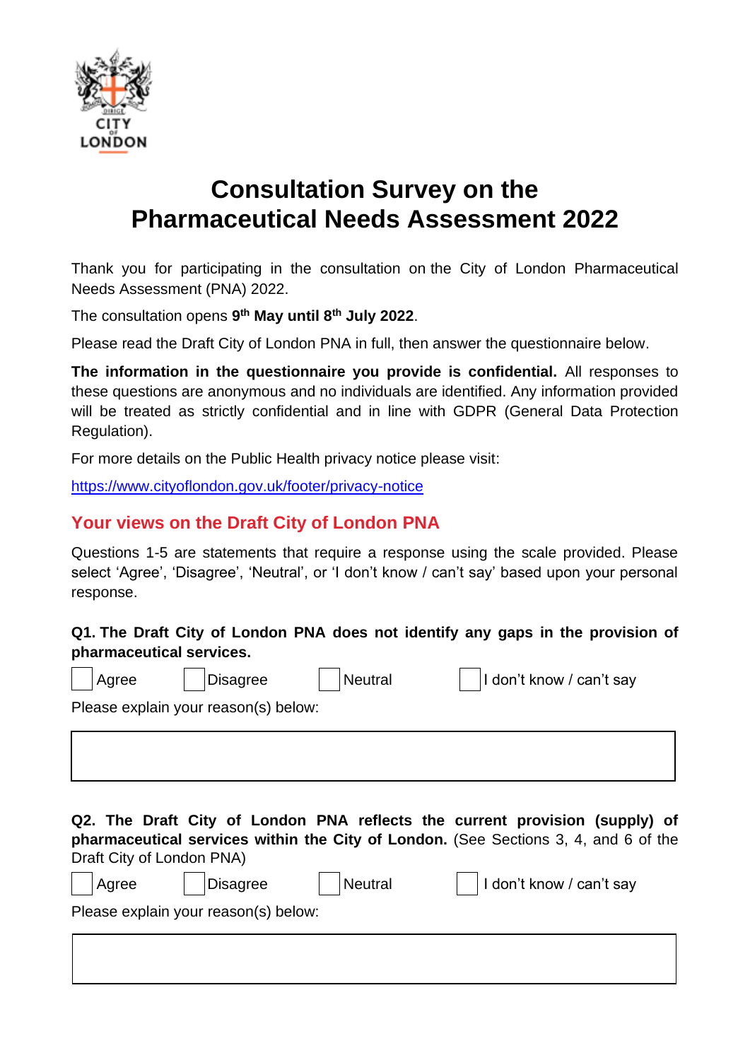# Consultation Survey on the Pharmaceutical Needs Assessment 2022

Thank you for participating in the consultation on the City of London Pharmaceutical Needs Assessment (PNA) 2022.

The consultation opens **9th May until 8th July 2022**.

Please read the Draft City of London PNA in full, then answer the questionnaire below.

**The information in the questionnaire you provide is confidential.** All responses to these questions are anonymous and no individuals are identified. Any information provided will be treated as strictly confidential and in line with GDPR (General Data Protection Regulation).

For more details on the Public Health privacy notice please visit:

https://www.cityoflondon.gov.uk/footer/privacy-notice

## Your views on the Draft City of London PNA

Questions 1-5 are statements that require a response using the scale provided. Please select 'Agree', 'Disagree', 'Neutral', or 'I don't know / can't say' based upon your personal response.

**Q1. The Draft City of London PNA does not identify any gaps in the provision of pharmaceutical services.**

☐ Agree ☐ Disagree ☐ Neutral ☐ I don't know / can't say

Please explain your reason(s) below:

**Q2. The Draft City of London PNA reflects the current provision (supply) of pharmaceutical services within the City of London.** (See Sections 3, 4, and 6 of the Draft City of London PNA)

☐ Agree ☐ Disagree ☐ Neutral ☐ I don't know / can't say

Please explain your reason(s) below: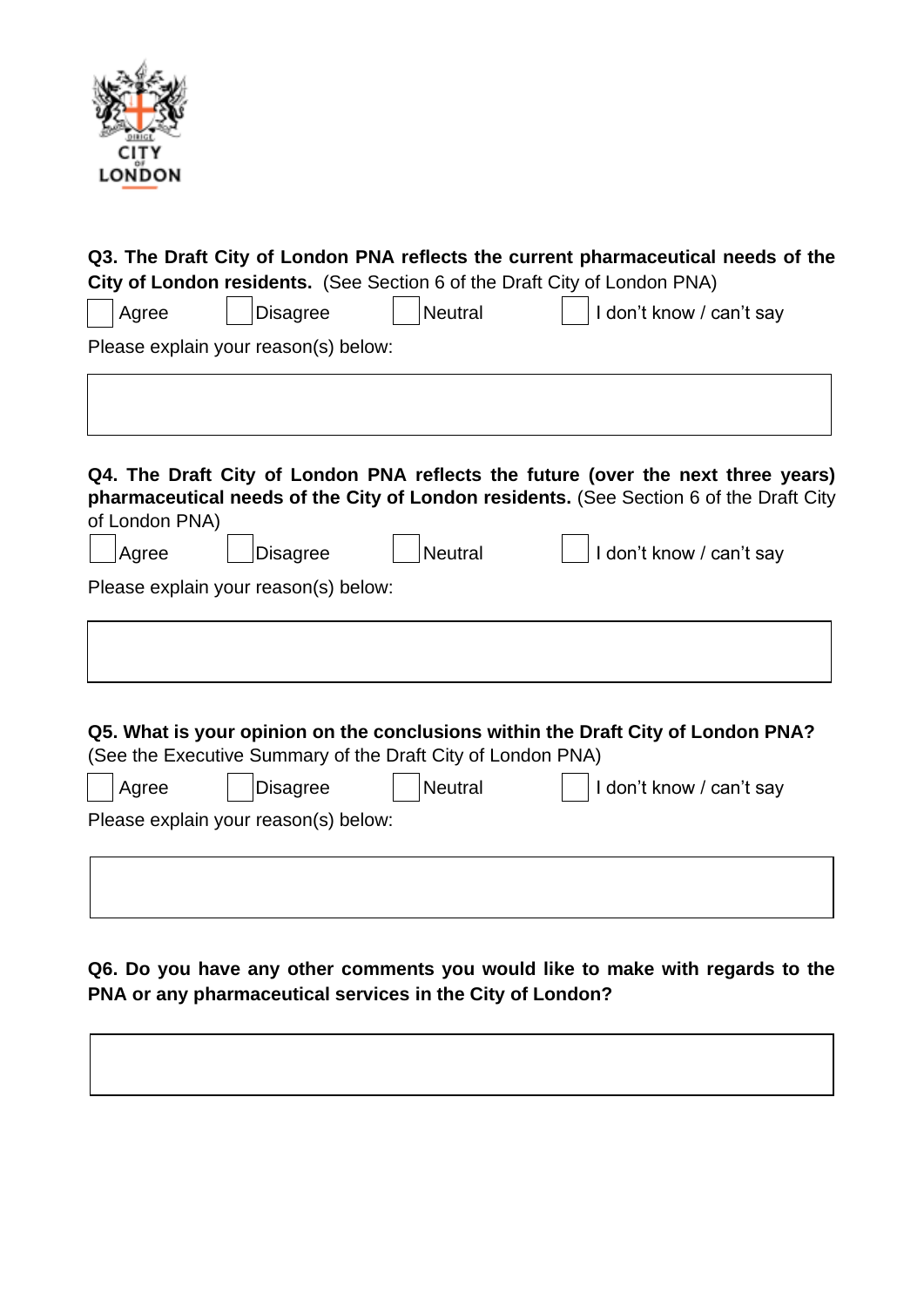**Q3. The Draft City of London PNA reflects the current pharmaceutical needs of the City of London residents.** (See Section 6 of the Draft City of London PNA)

☐ Agree ☐ Disagree ☐ Neutral ☐ I don't know / can't say

Please explain your reason(s) below:

**Q4. The Draft City of London PNA reflects the future (over the next three years) pharmaceutical needs of the City of London residents.** (See Section 6 of the Draft City of London PNA)

☐ Agree ☐ Disagree ☐ Neutral ☐ I don't know / can't say

Please explain your reason(s) below:

**Q5. What is your opinion on the conclusions within the Draft City of London PNA?** (See the Executive Summary of the Draft City of London PNA)

☐ Agree ☐ Disagree ☐ Neutral ☐ I don't know / can't say

Please explain your reason(s) below:

**Q6. Do you have any other comments you would like to make with regards to the PNA or any pharmaceutical services in the City of London?**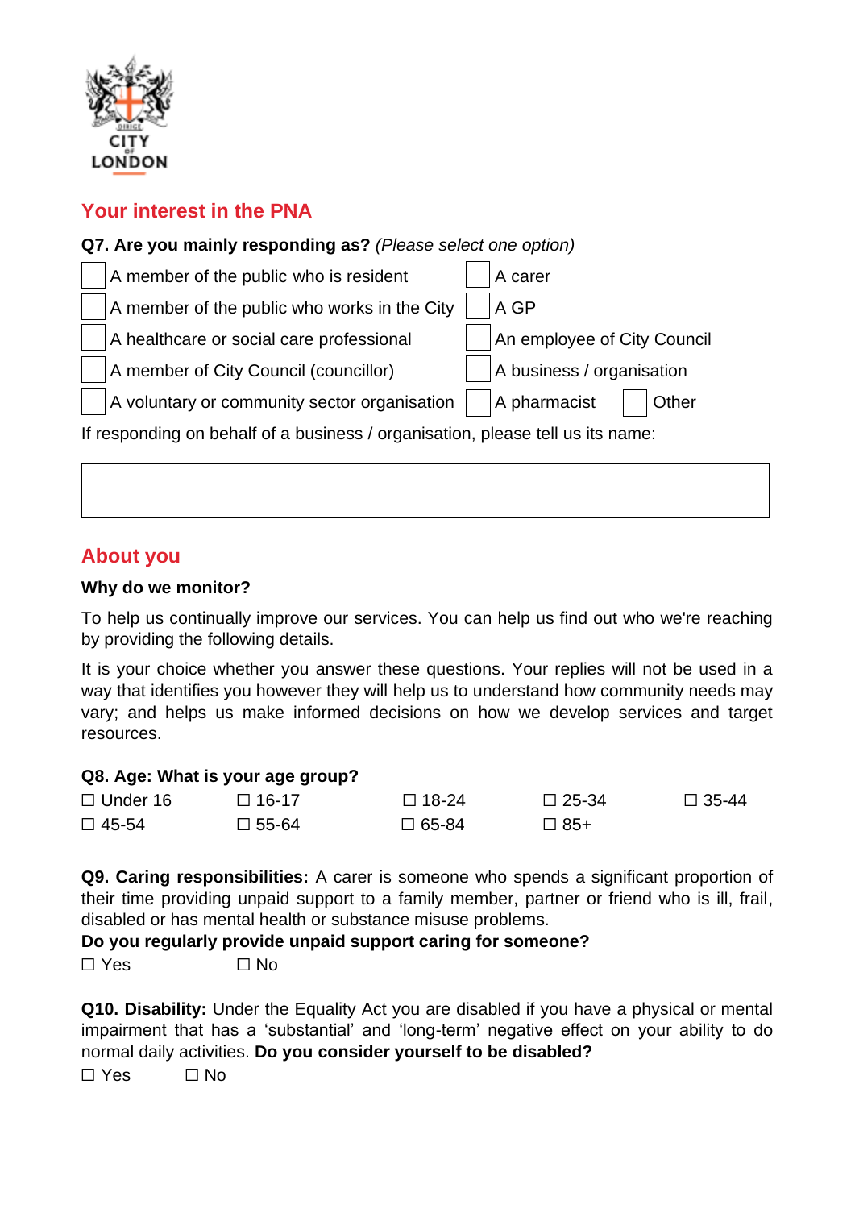CITY OF LONDON

## Your interest in the PNA

**Q7. Are you mainly responding as?** *(Please select one option)*

☐ A member of the public who is resident
☐ A carer
☐ A member of the public who works in the City
☐ A GP
☐ A healthcare or social care professional
☐ An employee of City Council
☐ A member of City Council (councillor)
☐ A business / organisation
☐ A voluntary or community sector organisation
☐ A pharmacist
☐ Other

If responding on behalf of a business / organisation, please tell us its name:

| |
|---|
| |

## About you

**Why do we monitor?**

To help us continually improve our services. You can help us find out who we're reaching by providing the following details.

It is your choice whether you answer these questions. Your replies will not be used in a way that identifies you however they will help us to understand how community needs may vary; and helps us make informed decisions on how we develop services and target resources.

**Q8. Age: What is your age group?**

☐ Under 16 ☐ 16-17 ☐ 18-24 ☐ 25-34 ☐ 35-44
☐ 45-54 ☐ 55-64 ☐ 65-84 ☐ 85+

**Q9. Caring responsibilities:** A carer is someone who spends a significant proportion of their time providing unpaid support to a family member, partner or friend who is ill, frail, disabled or has mental health or substance misuse problems.

**Do you regularly provide unpaid support caring for someone?**

☐ Yes ☐ No

**Q10. Disability:** Under the Equality Act you are disabled if you have a physical or mental impairment that has a 'substantial' and 'long-term' negative effect on your ability to do normal daily activities. **Do you consider yourself to be disabled?**

☐ Yes ☐ No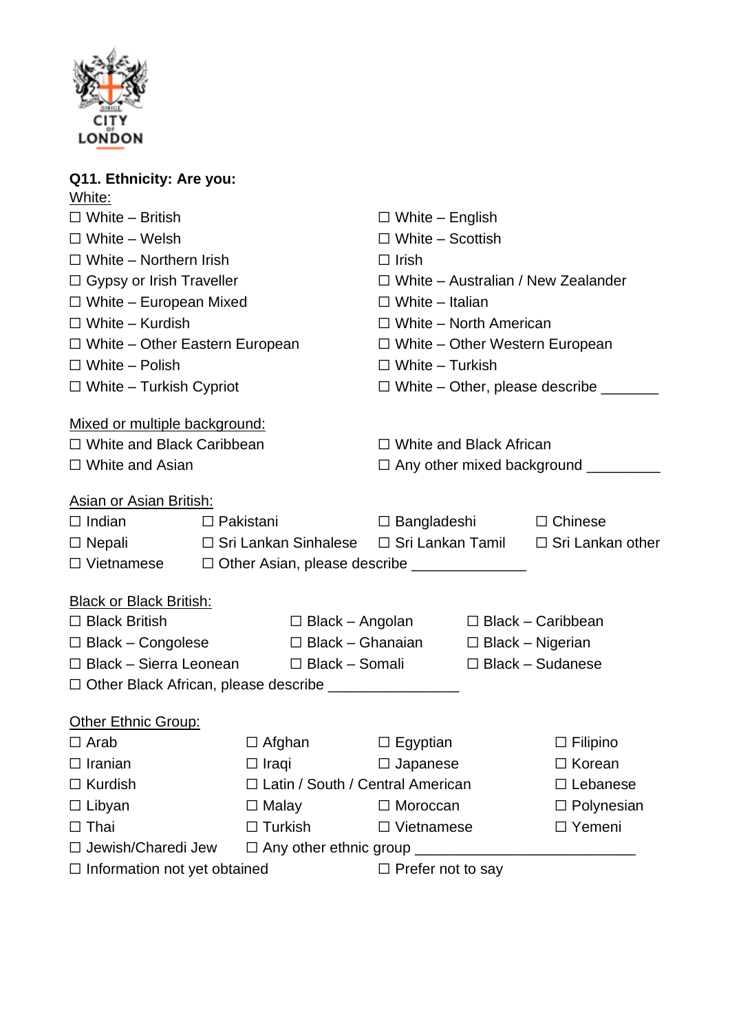CITY OF LONDON

**Q11. Ethnicity: Are you:**

White:

☐ White – British
☐ White – English
☐ White – Welsh
☐ White – Scottish
☐ White – Northern Irish
☐ Irish
☐ Gypsy or Irish Traveller
☐ White – Australian / New Zealander
☐ White – European Mixed
☐ White – Italian
☐ White – Kurdish
☐ White – North American
☐ White – Other Eastern European
☐ White – Other Western European
☐ White – Polish
☐ White – Turkish
☐ White – Turkish Cypriot
☐ White – Other, please describe _______

Mixed or multiple background:

☐ White and Black Caribbean
☐ White and Black African
☐ White and Asian
☐ Any other mixed background _________

Asian or Asian British:

☐ Indian
☐ Pakistani
☐ Bangladeshi
☐ Chinese
☐ Nepali
☐ Sri Lankan Sinhalese
☐ Sri Lankan Tamil
☐ Sri Lankan other
☐ Vietnamese
☐ Other Asian, please describe ______________

Black or Black British:

☐ Black British
☐ Black – Angolan
☐ Black – Caribbean
☐ Black – Congolese
☐ Black – Ghanaian
☐ Black – Nigerian
☐ Black – Sierra Leonean
☐ Black – Somali
☐ Black – Sudanese
☐ Other Black African, please describe ________________

Other Ethnic Group:

☐ Arab
☐ Afghan
☐ Egyptian
☐ Filipino
☐ Iranian
☐ Iraqi
☐ Japanese
☐ Korean
☐ Kurdish
☐ Latin / South / Central American
☐ Lebanese
☐ Libyan
☐ Malay
☐ Moroccan
☐ Polynesian
☐ Thai
☐ Turkish
☐ Vietnamese
☐ Yemeni
☐ Jewish/Charedi Jew
☐ Any other ethnic group ___________________________
☐ Information not yet obtained
☐ Prefer not to say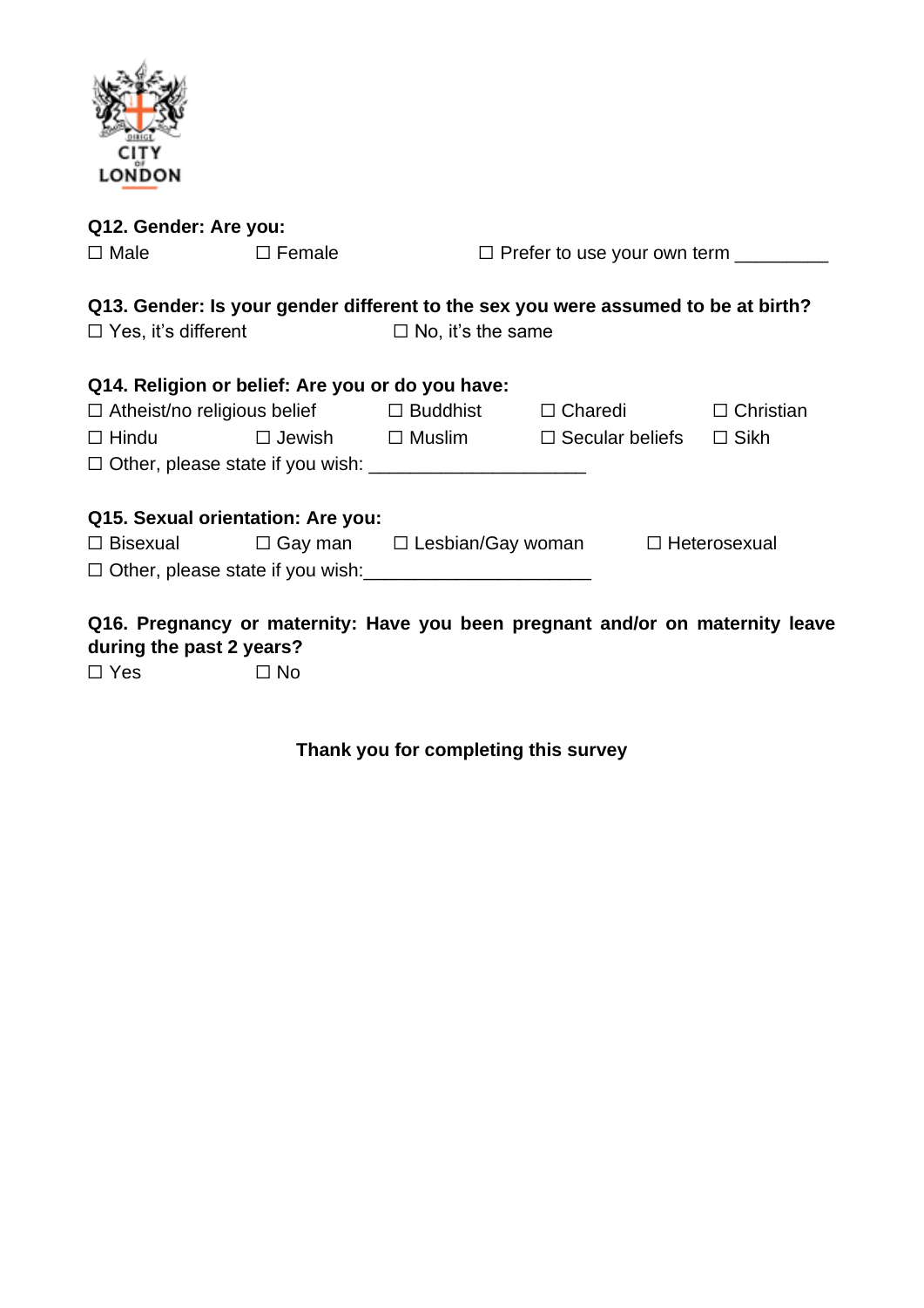**Q12. Gender: Are you:**

☐ Male ☐ Female ☐ Prefer to use your own term _________

**Q13. Gender: Is your gender different to the sex you were assumed to be at birth?**

☐ Yes, it's different ☐ No, it's the same

**Q14. Religion or belief: Are you or do you have:**

☐ Atheist/no religious belief ☐ Buddhist ☐ Charedi ☐ Christian
☐ Hindu ☐ Jewish ☐ Muslim ☐ Secular beliefs ☐ Sikh
☐ Other, please state if you wish: ____________________

**Q15. Sexual orientation: Are you:**

☐ Bisexual ☐ Gay man ☐ Lesbian/Gay woman ☐ Heterosexual
☐ Other, please state if you wish:_____________________

**Q16. Pregnancy or maternity: Have you been pregnant and/or on maternity leave during the past 2 years?**

☐ Yes ☐ No

**Thank you for completing this survey**